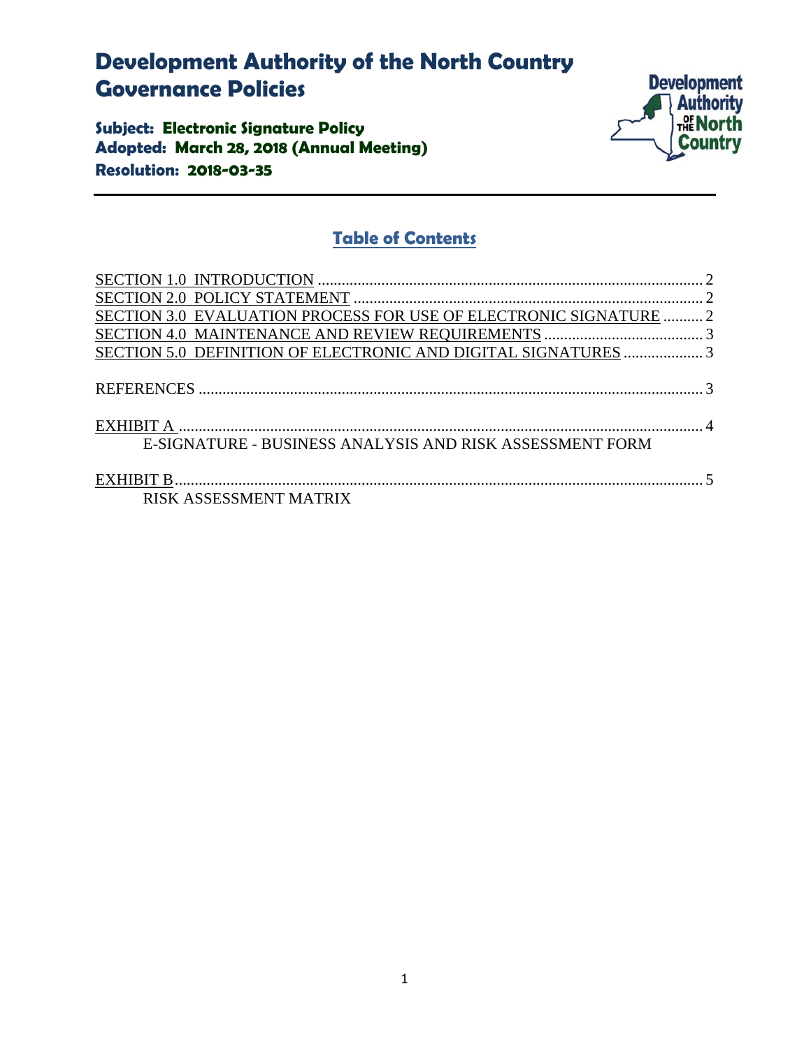# Development Authority of the North Country Governance Policies

**Subject: Electronic Signature Policy**
**Adopted: March 28, 2018 (Annual Meeting)**
**Resolution: 2018-03-35**

## Table of Contents

SECTION 1.0 INTRODUCTION ........ 2
SECTION 2.0 POLICY STATEMENT ........ 2
SECTION 3.0 EVALUATION PROCESS FOR USE OF ELECTRONIC SIGNATURE ........ 2
SECTION 4.0 MAINTENANCE AND REVIEW REQUIREMENTS ........ 3
SECTION 5.0 DEFINITION OF ELECTRONIC AND DIGITAL SIGNATURES ........ 3

REFERENCES ........ 3

EXHIBIT A ........ 4
E-SIGNATURE - BUSINESS ANALYSIS AND RISK ASSESSMENT FORM

EXHIBIT B ........ 5
RISK ASSESSMENT MATRIX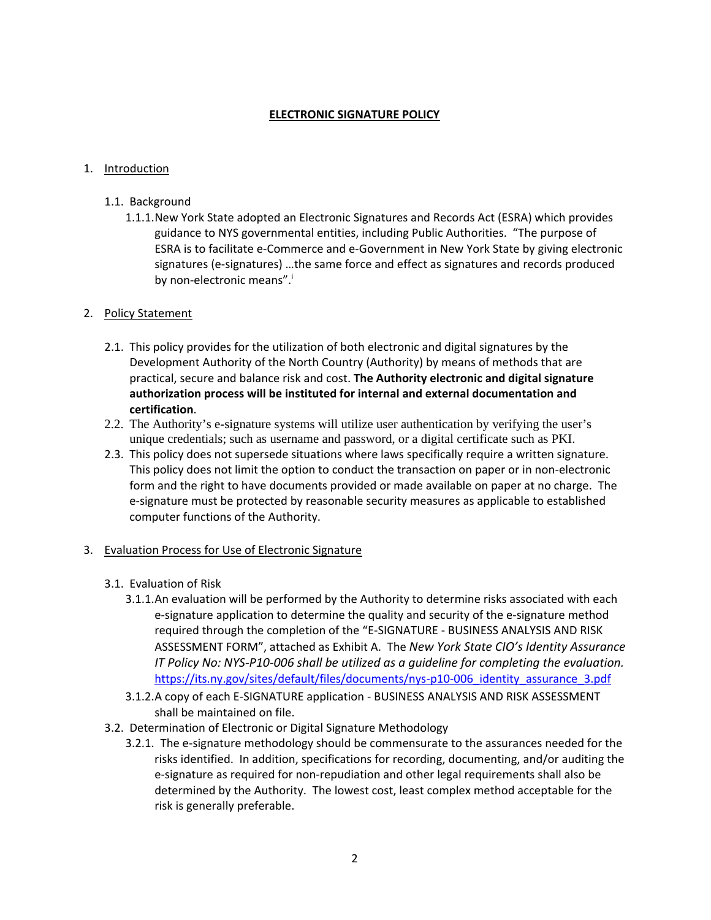# ELECTRONIC SIGNATURE POLICY

1. Introduction

    1.1. Background

        1.1.1. New York State adopted an Electronic Signatures and Records Act (ESRA) which provides guidance to NYS governmental entities, including Public Authorities. "The purpose of ESRA is to facilitate e-Commerce and e-Government in New York State by giving electronic signatures (e-signatures) …the same force and effect as signatures and records produced by non-electronic means".[i]

2. Policy Statement

    2.1. This policy provides for the utilization of both electronic and digital signatures by the Development Authority of the North Country (Authority) by means of methods that are practical, secure and balance risk and cost. **The Authority electronic and digital signature authorization process will be instituted for internal and external documentation and certification**.

    2.2. The Authority's e-signature systems will utilize user authentication by verifying the user's unique credentials; such as username and password, or a digital certificate such as PKI.

    2.3. This policy does not supersede situations where laws specifically require a written signature. This policy does not limit the option to conduct the transaction on paper or in non-electronic form and the right to have documents provided or made available on paper at no charge. The e-signature must be protected by reasonable security measures as applicable to established computer functions of the Authority.

3. Evaluation Process for Use of Electronic Signature

    3.1. Evaluation of Risk

        3.1.1. An evaluation will be performed by the Authority to determine risks associated with each e-signature application to determine the quality and security of the e-signature method required through the completion of the "E-SIGNATURE - BUSINESS ANALYSIS AND RISK ASSESSMENT FORM", attached as Exhibit A. The *New York State CIO's Identity Assurance IT Policy No: NYS-P10-006 shall be utilized as a guideline for completing the evaluation.* https://its.ny.gov/sites/default/files/documents/nys-p10-006_identity_assurance_3.pdf

        3.1.2. A copy of each E-SIGNATURE application - BUSINESS ANALYSIS AND RISK ASSESSMENT shall be maintained on file.

    3.2. Determination of Electronic or Digital Signature Methodology

        3.2.1. The e-signature methodology should be commensurate to the assurances needed for the risks identified. In addition, specifications for recording, documenting, and/or auditing the e-signature as required for non-repudiation and other legal requirements shall also be determined by the Authority. The lowest cost, least complex method acceptable for the risk is generally preferable.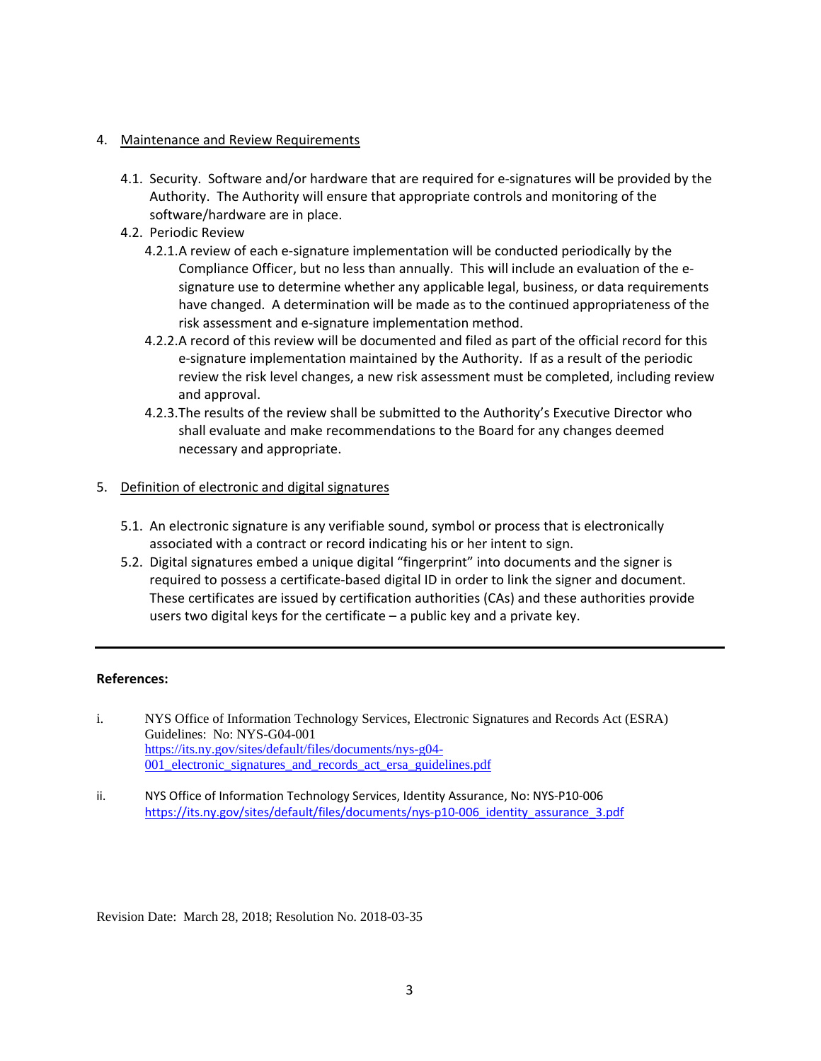4. Maintenance and Review Requirements

   4.1. Security. Software and/or hardware that are required for e-signatures will be provided by the Authority. The Authority will ensure that appropriate controls and monitoring of the software/hardware are in place.

   4.2. Periodic Review

      4.2.1. A review of each e-signature implementation will be conducted periodically by the Compliance Officer, but no less than annually. This will include an evaluation of the e-signature use to determine whether any applicable legal, business, or data requirements have changed. A determination will be made as to the continued appropriateness of the risk assessment and e-signature implementation method.

      4.2.2. A record of this review will be documented and filed as part of the official record for this e-signature implementation maintained by the Authority. If as a result of the periodic review the risk level changes, a new risk assessment must be completed, including review and approval.

      4.2.3. The results of the review shall be submitted to the Authority's Executive Director who shall evaluate and make recommendations to the Board for any changes deemed necessary and appropriate.

5. Definition of electronic and digital signatures

   5.1. An electronic signature is any verifiable sound, symbol or process that is electronically associated with a contract or record indicating his or her intent to sign.

   5.2. Digital signatures embed a unique digital "fingerprint" into documents and the signer is required to possess a certificate-based digital ID in order to link the signer and document. These certificates are issued by certification authorities (CAs) and these authorities provide users two digital keys for the certificate – a public key and a private key.

---

**References:**

i. NYS Office of Information Technology Services, Electronic Signatures and Records Act (ESRA) Guidelines: No: NYS-G04-001
https://its.ny.gov/sites/default/files/documents/nys-g04-001_electronic_signatures_and_records_act_ersa_guidelines.pdf

ii. NYS Office of Information Technology Services, Identity Assurance, No: NYS-P10-006
https://its.ny.gov/sites/default/files/documents/nys-p10-006_identity_assurance_3.pdf

Revision Date: March 28, 2018; Resolution No. 2018-03-35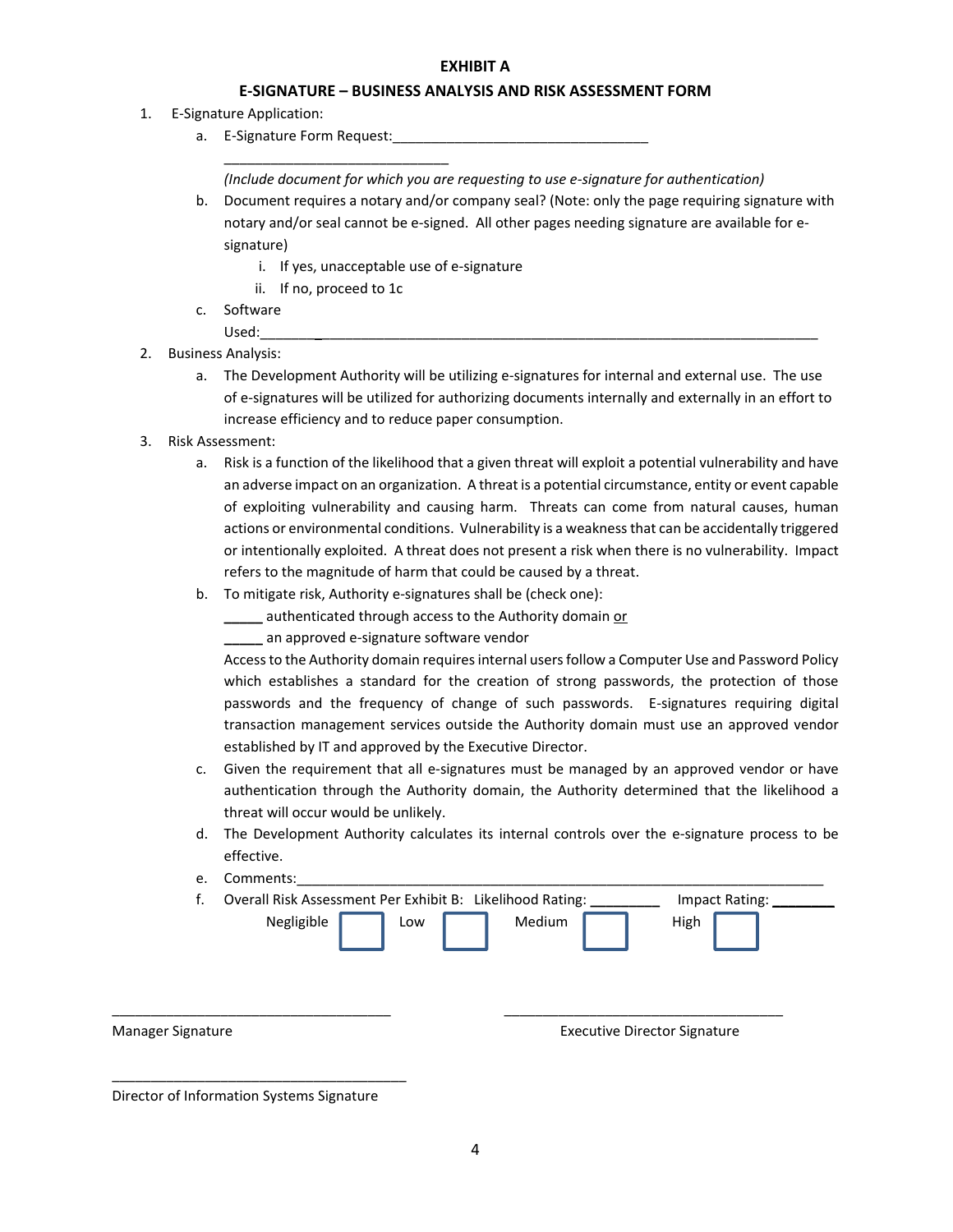**EXHIBIT A**

**E-SIGNATURE – BUSINESS ANALYSIS AND RISK ASSESSMENT FORM**

1. E-Signature Application:
   a. E-Signature Form Request:_________________________________
   _____________________________
   *(Include document for which you are requesting to use e-signature for authentication)*
   b. Document requires a notary and/or company seal? (Note: only the page requiring signature with notary and/or seal cannot be e-signed. All other pages needing signature are available for e-signature)
      i. If yes, unacceptable use of e-signature
      ii. If no, proceed to 1c
   c. Software Used:__________________________________________________________________________
2. Business Analysis:
   a. The Development Authority will be utilizing e-signatures for internal and external use. The use of e-signatures will be utilized for authorizing documents internally and externally in an effort to increase efficiency and to reduce paper consumption.
3. Risk Assessment:
   a. Risk is a function of the likelihood that a given threat will exploit a potential vulnerability and have an adverse impact on an organization. A threat is a potential circumstance, entity or event capable of exploiting vulnerability and causing harm. Threats can come from natural causes, human actions or environmental conditions. Vulnerability is a weakness that can be accidentally triggered or intentionally exploited. A threat does not present a risk when there is no vulnerability. Impact refers to the magnitude of harm that could be caused by a threat.
   b. To mitigate risk, Authority e-signatures shall be (check one):
   _____ authenticated through access to the Authority domain or
   _____ an approved e-signature software vendor
   Access to the Authority domain requires internal users follow a Computer Use and Password Policy which establishes a standard for the creation of strong passwords, the protection of those passwords and the frequency of change of such passwords. E-signatures requiring digital transaction management services outside the Authority domain must use an approved vendor established by IT and approved by the Executive Director.
   c. Given the requirement that all e-signatures must be managed by an approved vendor or have authentication through the Authority domain, the Authority determined that the likelihood a threat will occur would be unlikely.
   d. The Development Authority calculates its internal controls over the e-signature process to be effective.
   e. Comments:________________________________________________________________________
   f. Overall Risk Assessment Per Exhibit B: Likelihood Rating: _________ Impact Rating: ________
   Negligible ☐ Low ☐ Medium ☐ High ☐

____________________________________ 
Manager Signature

____________________________________
Executive Director Signature

______________________________________
Director of Information Systems Signature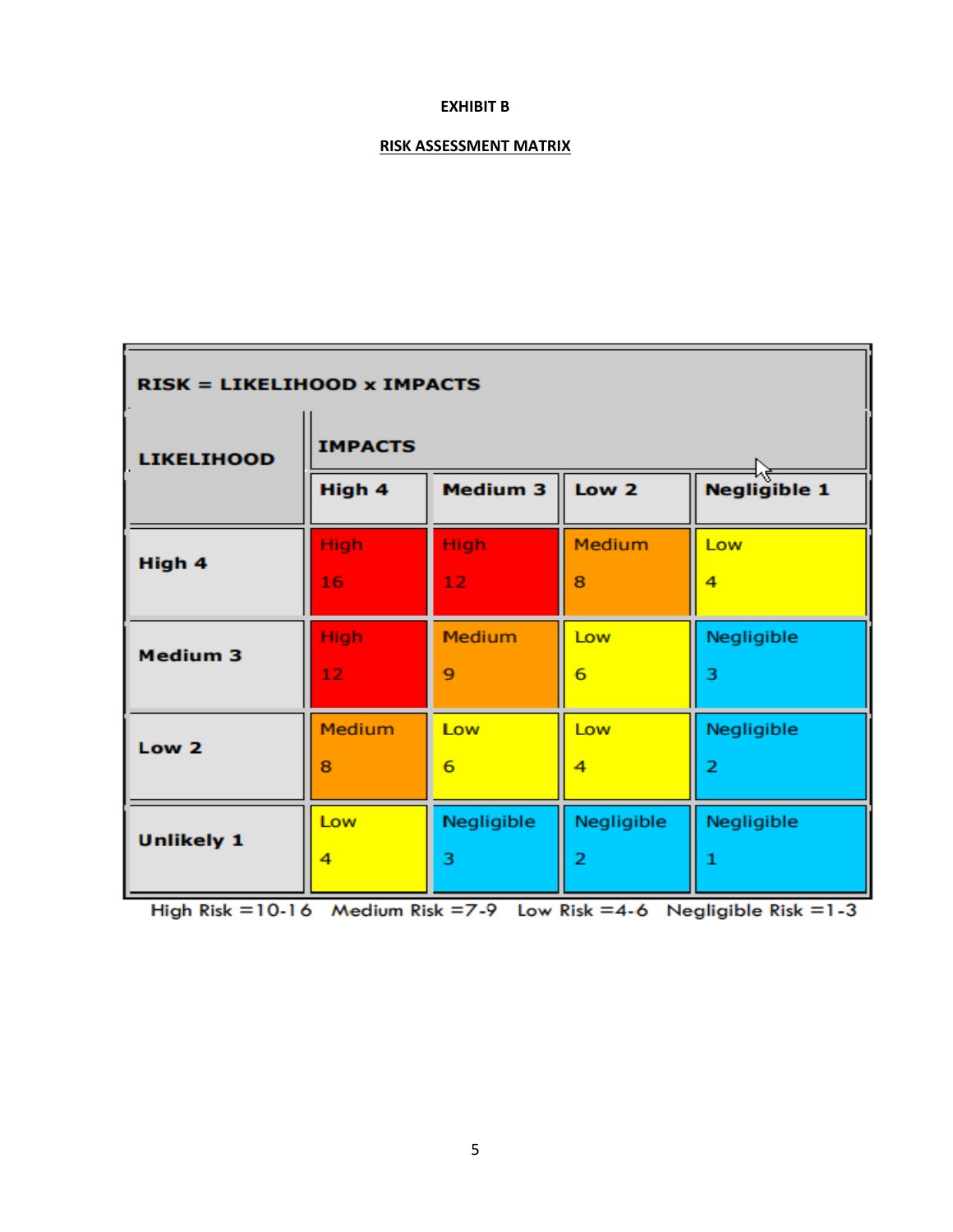**EXHIBIT B**

**RISK ASSESSMENT MATRIX**

| RISK = LIKELIHOOD x IMPACTS | | | | |
|---|---|---|---|---|
| **LIKELIHOOD** | **IMPACTS** | | | |
| | **High 4** | **Medium 3** | **Low 2** | **Negligible 1** |
| **High 4** | High 16 | High 12 | Medium 8 | Low 4 |
| **Medium 3** | High 12 | Medium 9 | Low 6 | Negligible 3 |
| **Low 2** | Medium 8 | Low 6 | Low 4 | Negligible 2 |
| **Unlikely 1** | Low 4 | Negligible 3 | Negligible 2 | Negligible 1 |

High Risk =10-16 Medium Risk =7-9 Low Risk =4-6 Negligible Risk =1-3